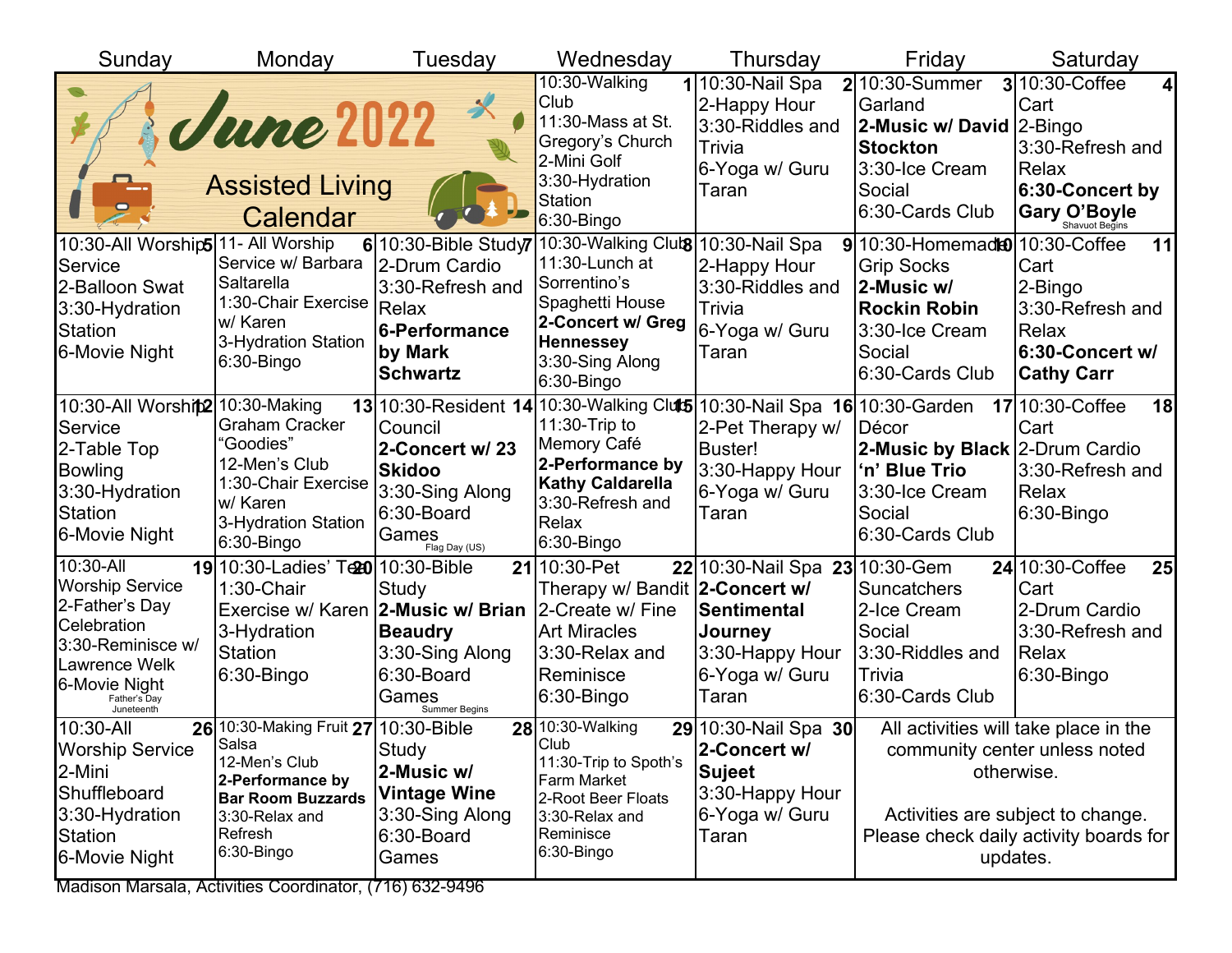# June 2022

## Assisted Living Calendar

| Sunday | Monday | Tuesday | Wednesday | Thursday | Friday | Saturday |
|---|---|---|---|---|---|---|
| | | | **1** 10:30-Walking Club<br>11:30-Mass at St. Gregory's Church<br>2-Mini Golf<br>3:30-Hydration Station<br>6:30-Bingo | **2** 10:30-Nail Spa<br>2-Happy Hour<br>3:30-Riddles and Trivia<br>6-Yoga w/ Guru Taran | **3** 10:30-Summer Garland<br>**2-Music w/ David Stockton**<br>3:30-Ice Cream Social<br>6:30-Cards Club | **4** 10:30-Coffee Cart<br>2-Bingo<br>3:30-Refresh and Relax<br>**6:30-Concert by Gary O'Boyle**<br>Shavuot Begins |
| **5** 10:30-All Worship Service<br>2-Balloon Swat<br>3:30-Hydration Station<br>6-Movie Night | **6** 11- All Worship Service w/ Barbara Saltarella<br>1:30-Chair Exercise w/ Karen<br>3-Hydration Station<br>6:30-Bingo | **7** 10:30-Bible Study<br>2-Drum Cardio<br>3:30-Refresh and Relax<br>**6-Performance by Mark Schwartz** | **8** 10:30-Walking Club<br>11:30-Lunch at Sorrentino's Spaghetti House<br>**2-Concert w/ Greg Hennessey**<br>3:30-Sing Along<br>6:30-Bingo | **9** 10:30-Nail Spa<br>2-Happy Hour<br>3:30-Riddles and Trivia<br>6-Yoga w/ Guru Taran | **10** 10:30-Homemade Grip Socks<br>**2-Music w/ Rockin Robin**<br>3:30-Ice Cream Social<br>6:30-Cards Club | **11** 10:30-Coffee Cart<br>2-Bingo<br>3:30-Refresh and Relax<br>**6:30-Concert w/ Cathy Carr** |
| **12** 10:30-All Worship Service<br>2-Table Top Bowling<br>3:30-Hydration Station<br>6-Movie Night | **13** 10:30-Making Graham Cracker "Goodies"<br>12-Men's Club<br>1:30-Chair Exercise w/ Karen<br>3-Hydration Station<br>6:30-Bingo | **14** 10:30-Resident Council<br>**2-Concert w/ 23 Skidoo**<br>3:30-Sing Along<br>6:30-Board Games<br>Flag Day (US) | **15** 10:30-Walking Club<br>11:30-Trip to Memory Café<br>**2-Performance by Kathy Caldarella**<br>3:30-Refresh and Relax<br>6:30-Bingo | **16** 10:30-Nail Spa<br>2-Pet Therapy w/ Buster!<br>3:30-Happy Hour<br>6-Yoga w/ Guru Taran | **17** 10:30-Garden Décor<br>**2-Music by Black 'n' Blue Trio**<br>3:30-Ice Cream Social<br>6:30-Cards Club | **18** 10:30-Coffee Cart<br>2-Drum Cardio<br>3:30-Refresh and Relax<br>6:30-Bingo |
| **19** 10:30-All Worship Service<br>2-Father's Day Celebration<br>3:30-Reminisce w/ Lawrence Welk<br>6-Movie Night<br>Father's Day<br>Juneteenth | **20** 10:30-Ladies' Tea<br>1:30-Chair Exercise w/ Karen<br>3-Hydration Station<br>6:30-Bingo | **21** 10:30-Bible Study<br>**2-Music w/ Brian Beaudry**<br>3:30-Sing Along<br>6:30-Board Games<br>Summer Begins | **22** 10:30-Pet Therapy w/ Bandit<br>2-Create w/ Fine Art Miracles<br>3:30-Relax and Reminisce<br>6:30-Bingo | **23** 10:30-Nail Spa<br>**2-Concert w/ Sentimental Journey**<br>3:30-Happy Hour<br>6-Yoga w/ Guru Taran | **24** 10:30-Gem Suncatchers<br>2-Ice Cream Social<br>3:30-Riddles and Trivia<br>6:30-Cards Club | **25** 10:30-Coffee Cart<br>2-Drum Cardio<br>3:30-Refresh and Relax<br>6:30-Bingo |
| **26** 10:30-All Worship Service<br>2-Mini Shuffleboard<br>3:30-Hydration Station<br>6-Movie Night | **27** 10:30-Making Fruit Salsa<br>12-Men's Club<br>**2-Performance by Bar Room Buzzards**<br>3:30-Relax and Refresh<br>6:30-Bingo | **28** 10:30-Bible Study<br>**2-Music w/ Vintage Wine**<br>3:30-Sing Along<br>6:30-Board Games | **29** 10:30-Walking Club<br>11:30-Trip to Spoth's Farm Market<br>2-Root Beer Floats<br>3:30-Relax and Reminisce<br>6:30-Bingo | **30** 10:30-Nail Spa<br>**2-Concert w/ Sujeet**<br>3:30-Happy Hour<br>6-Yoga w/ Guru Taran | All activities will take place in the community center unless noted otherwise.<br><br>Activities are subject to change. Please check daily activity boards for updates. | |

Madison Marsala, Activities Coordinator, (716) 632-9496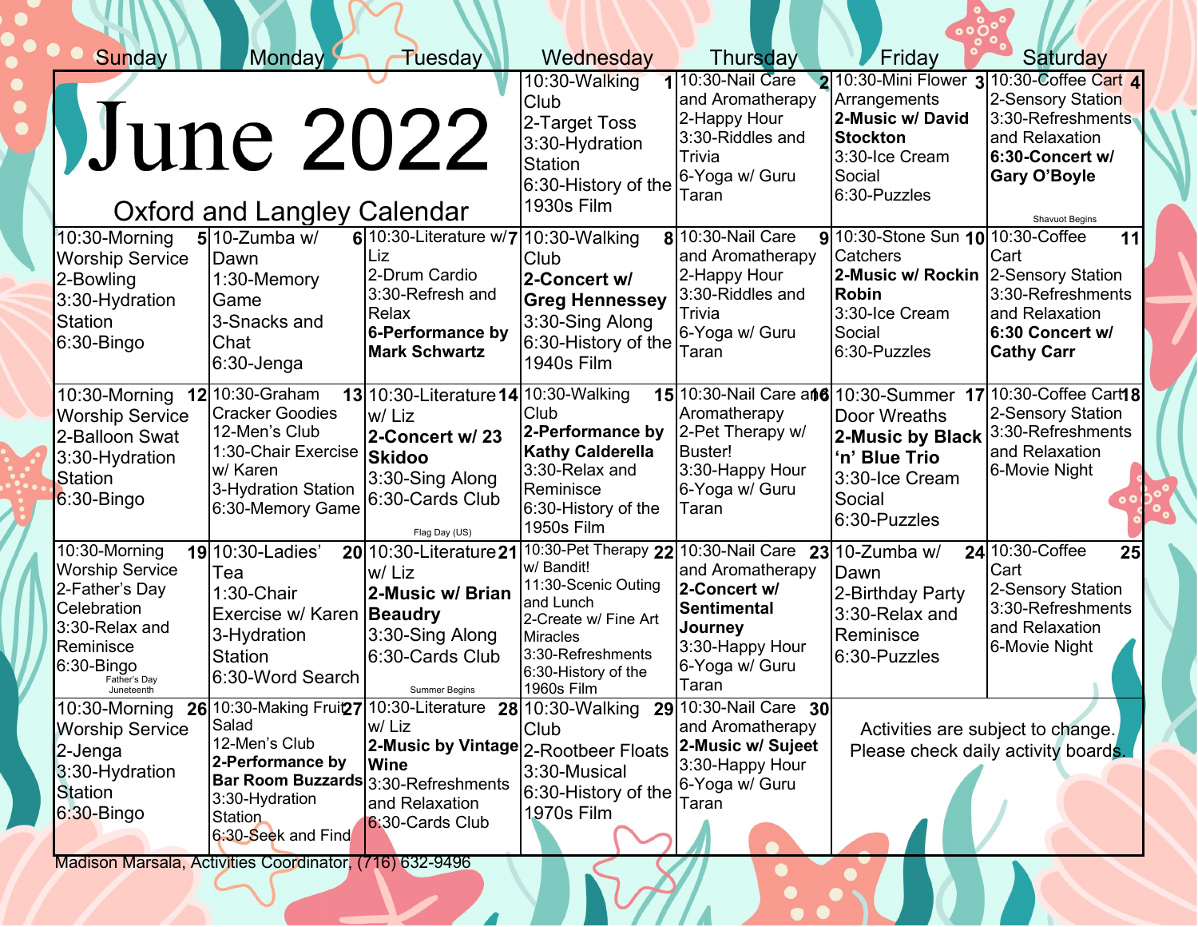# June 2022

## Oxford and Langley Calendar

| Sunday | Monday | Tuesday | Wednesday | Thursday | Friday | Saturday |
|---|---|---|---|---|---|---|
| | | | **1** 10:30-Walking Club<br>2-Target Toss<br>3:30-Hydration Station<br>6:30-History of the 1930s Film | **2** 10:30-Nail Care and Aromatherapy<br>2-Happy Hour<br>3:30-Riddles and Trivia<br>6-Yoga w/ Guru Taran | **3** 10:30-Mini Flower Arrangements<br>**2-Music w/ David Stockton**<br>3:30-Ice Cream Social<br>6:30-Puzzles | **4** 10:30-Coffee Cart<br>2-Sensory Station<br>3:30-Refreshments and Relaxation<br>**6:30-Concert w/ Gary O'Boyle**<br>Shavuot Begins |
| **5** 10:30-Morning Worship Service<br>2-Bowling<br>3:30-Hydration Station<br>6:30-Bingo | **6** 10-Zumba w/ Dawn<br>1:30-Memory Game<br>3-Snacks and Chat<br>6:30-Jenga | **7** 10:30-Literature w/ Liz<br>2-Drum Cardio<br>3:30-Refresh and Relax<br>**6-Performance by Mark Schwartz** | **8** 10:30-Walking Club<br>**2-Concert w/ Greg Hennessey**<br>3:30-Sing Along<br>6:30-History of the 1940s Film | **9** 10:30-Nail Care and Aromatherapy<br>2-Happy Hour<br>3:30-Riddles and Trivia<br>6-Yoga w/ Guru Taran | **10** 10:30-Stone Sun Catchers<br>**2-Music w/ Rockin Robin**<br>3:30-Ice Cream Social<br>6:30-Puzzles | **11** 10:30-Coffee Cart<br>2-Sensory Station<br>3:30-Refreshments and Relaxation<br>**6:30 Concert w/ Cathy Carr** |
| **12** 10:30-Morning Worship Service<br>2-Balloon Swat<br>3:30-Hydration Station<br>6:30-Bingo | **13** 10:30-Graham Cracker Goodies<br>12-Men's Club<br>1:30-Chair Exercise w/ Karen<br>3-Hydration Station<br>6:30-Memory Game | **14** 10:30-Literature w/ Liz<br>**2-Concert w/ 23 Skidoo**<br>3:30-Sing Along<br>6:30-Cards Club<br>Flag Day (US) | **15** 10:30-Walking Club<br>**2-Performance by Kathy Calderella**<br>3:30-Relax and Reminisce<br>6:30-History of the 1950s Film | **16** 10:30-Nail Care and Aromatherapy<br>2-Pet Therapy w/ Buster!<br>3:30-Happy Hour<br>6-Yoga w/ Guru Taran | **17** 10:30-Summer Door Wreaths<br>**2-Music by Black 'n' Blue Trio**<br>3:30-Ice Cream Social<br>6:30-Puzzles | **18** 10:30-Coffee Cart<br>2-Sensory Station<br>3:30-Refreshments and Relaxation<br>6-Movie Night |
| **19** 10:30-Morning Worship Service<br>2-Father's Day Celebration<br>3:30-Relax and Reminisce<br>6:30-Bingo<br>Father's Day<br>Juneteenth | **20** 10:30-Ladies' Tea<br>1:30-Chair Exercise w/ Karen<br>3-Hydration Station<br>6:30-Word Search | **21** 10:30-Literature w/ Liz<br>**2-Music w/ Brian Beaudry**<br>3:30-Sing Along<br>6:30-Cards Club<br>Summer Begins | **22** 10:30-Pet Therapy w/ Bandit!<br>11:30-Scenic Outing and Lunch<br>2-Create w/ Fine Art Miracles<br>3:30-Refreshments<br>6:30-History of the 1960s Film | **23** 10:30-Nail Care and Aromatherapy<br>**2-Concert w/ Sentimental Journey**<br>3:30-Happy Hour<br>6-Yoga w/ Guru Taran | **24** 10-Zumba w/ Dawn<br>2-Birthday Party<br>3:30-Relax and Reminisce<br>6:30-Puzzles | **25** 10:30-Coffee Cart<br>2-Sensory Station<br>3:30-Refreshments and Relaxation<br>6-Movie Night |
| **26** 10:30-Morning Worship Service<br>2-Jenga<br>3:30-Hydration Station<br>6:30-Bingo | **27** 10:30-Making Fruit Salad<br>12-Men's Club<br>**2-Performance by Bar Room Buzzards**<br>3:30-Hydration Station<br>6:30-Seek and Find | **28** 10:30-Literature w/ Liz<br>**2-Music by Vintage Wine**<br>3:30-Refreshments and Relaxation<br>6:30-Cards Club | **29** 10:30-Walking Club<br>2-Rootbeer Floats<br>3:30-Musical<br>6:30-History of the 1970s Film | **30** 10:30-Nail Care and Aromatherapy<br>**2-Music w/ Sujeet**<br>3:30-Happy Hour<br>6-Yoga w/ Guru Taran | Activities are subject to change. Please check daily activity boards. | |

Madison Marsala, Activities Coordinator, (716) 632-9496